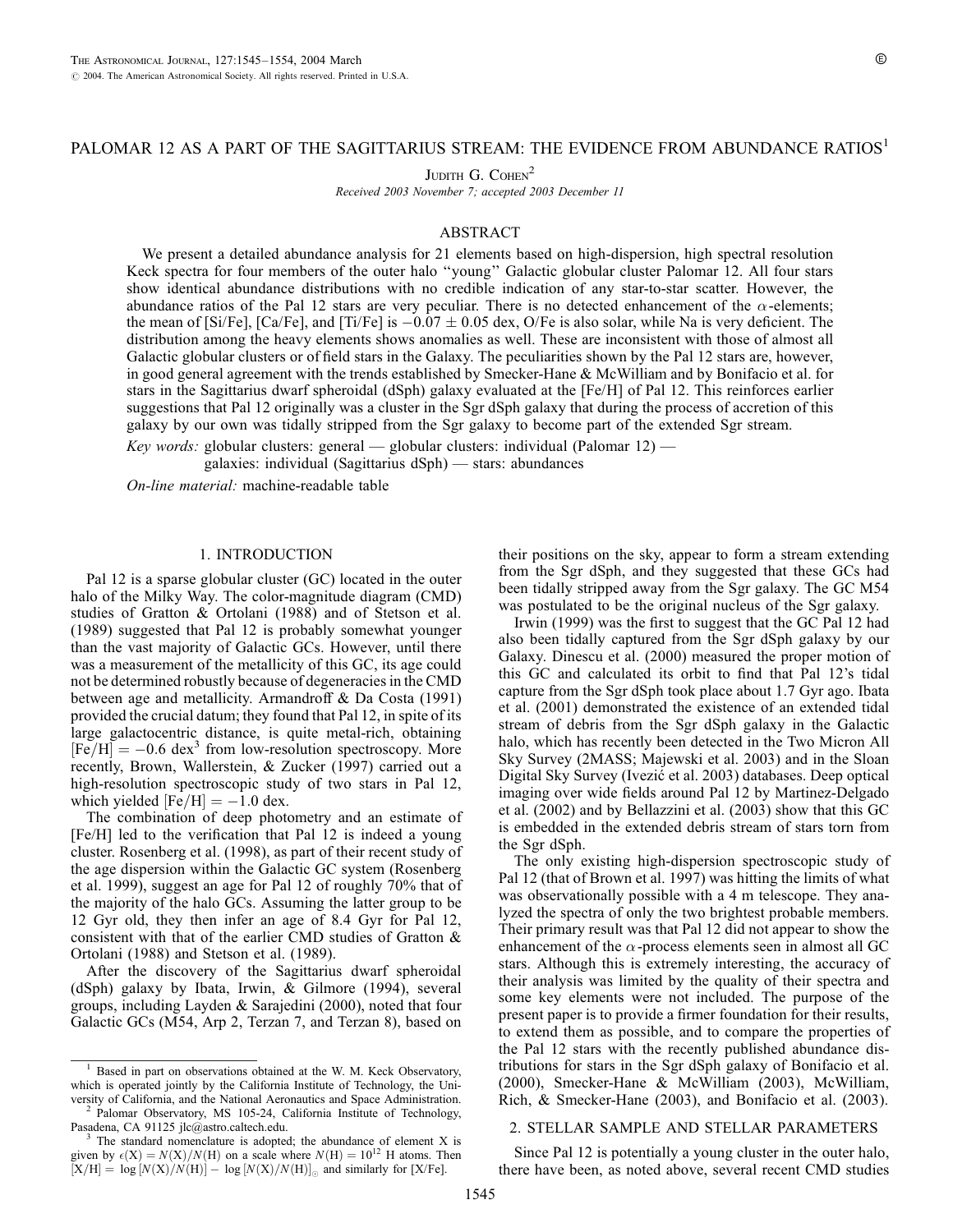# PALOMAR 12 AS A PART OF THE SAGITTARIUS STREAM: THE EVIDENCE FROM ABUNDANCE RATIOS[1]

Judith G. Cohen[2]

*Received 2003 November 7; accepted 2003 December 11*

## ABSTRACT

We present a detailed abundance analysis for 21 elements based on high-dispersion, high spectral resolution Keck spectra for four members of the outer halo "young" Galactic globular cluster Palomar 12. All four stars show identical abundance distributions with no credible indication of any star-to-star scatter. However, the abundance ratios of the Pal 12 stars are very peculiar. There is no detected enhancement of the $\alpha$-elements; the mean of [Si/Fe], [Ca/Fe], and [Ti/Fe] is $-0.07 \pm 0.05$ dex, O/Fe is also solar, while Na is very deficient. The distribution among the heavy elements shows anomalies as well. These are inconsistent with those of almost all Galactic globular clusters or of field stars in the Galaxy. The peculiarities shown by the Pal 12 stars are, however, in good general agreement with the trends established by Smecker-Hane & McWilliam and by Bonifacio et al. for stars in the Sagittarius dwarf spheroidal (dSph) galaxy evaluated at the [Fe/H] of Pal 12. This reinforces earlier suggestions that Pal 12 originally was a cluster in the Sgr dSph galaxy that during the process of accretion of this galaxy by our own was tidally stripped from the Sgr galaxy to become part of the extended Sgr stream.

*Key words:* globular clusters: general — globular clusters: individual (Palomar 12) — galaxies: individual (Sagittarius dSph) — stars: abundances

*On-line material:* machine-readable table

## 1. INTRODUCTION

Pal 12 is a sparse globular cluster (GC) located in the outer halo of the Milky Way. The color-magnitude diagram (CMD) studies of Gratton & Ortolani (1988) and of Stetson et al. (1989) suggested that Pal 12 is probably somewhat younger than the vast majority of Galactic GCs. However, until there was a measurement of the metallicity of this GC, its age could not be determined robustly because of degeneracies in the CMD between age and metallicity. Armandroff & Da Costa (1991) provided the crucial datum; they found that Pal 12, in spite of its large galactocentric distance, is quite metal-rich, obtaining $[\mathrm{Fe/H}] = -0.6$ dex[3] from low-resolution spectroscopy. More recently, Brown, Wallerstein, & Zucker (1997) carried out a high-resolution spectroscopic study of two stars in Pal 12, which yielded $[\mathrm{Fe/H}] = -1.0$ dex.

The combination of deep photometry and an estimate of [Fe/H] led to the verification that Pal 12 is indeed a young cluster. Rosenberg et al. (1998), as part of their recent study of the age dispersion within the Galactic GC system (Rosenberg et al. 1999), suggest an age for Pal 12 of roughly 70% that of the majority of the halo GCs. Assuming the latter group to be 12 Gyr old, they then infer an age of 8.4 Gyr for Pal 12, consistent with that of the earlier CMD studies of Gratton & Ortolani (1988) and Stetson et al. (1989).

After the discovery of the Sagittarius dwarf spheroidal (dSph) galaxy by Ibata, Irwin, & Gilmore (1994), several groups, including Layden & Sarajedini (2000), noted that four Galactic GCs (M54, Arp 2, Terzan 7, and Terzan 8), based on their positions on the sky, appear to form a stream extending from the Sgr dSph, and they suggested that these GCs had been tidally stripped away from the Sgr galaxy. The GC M54 was postulated to be the original nucleus of the Sgr galaxy.

Irwin (1999) was the first to suggest that the GC Pal 12 had also been tidally captured from the Sgr dSph galaxy by our Galaxy. Dinescu et al. (2000) measured the proper motion of this GC and calculated its orbit to find that Pal 12's tidal capture from the Sgr dSph took place about 1.7 Gyr ago. Ibata et al. (2001) demonstrated the existence of an extended tidal stream of debris from the Sgr dSph galaxy in the Galactic halo, which has recently been detected in the Two Micron All Sky Survey (2MASS; Majewski et al. 2003) and in the Sloan Digital Sky Survey (Ivezić et al. 2003) databases. Deep optical imaging over wide fields around Pal 12 by Martinez-Delgado et al. (2002) and by Bellazzini et al. (2003) show that this GC is embedded in the extended debris stream of stars torn from the Sgr dSph.

The only existing high-dispersion spectroscopic study of Pal 12 (that of Brown et al. 1997) was hitting the limits of what was observationally possible with a 4 m telescope. They analyzed the spectra of only the two brightest probable members. Their primary result was that Pal 12 did not appear to show the enhancement of the $\alpha$-process elements seen in almost all GC stars. Although this is extremely interesting, the accuracy of their analysis was limited by the quality of their spectra and some key elements were not included. The purpose of the present paper is to provide a firmer foundation for their results, to extend them as possible, and to compare the properties of the Pal 12 stars with the recently published abundance distributions for stars in the Sgr dSph galaxy of Bonifacio et al. (2000), Smecker-Hane & McWilliam (2003), McWilliam, Rich, & Smecker-Hane (2003), and Bonifacio et al. (2003).

## 2. STELLAR SAMPLE AND STELLAR PARAMETERS

Since Pal 12 is potentially a young cluster in the outer halo, there have been, as noted above, several recent CMD studies

---

[1] Based in part on observations obtained at the W. M. Keck Observatory, which is operated jointly by the California Institute of Technology, the University of California, and the National Aeronautics and Space Administration.

[2] Palomar Observatory, MS 105-24, California Institute of Technology, Pasadena, CA 91125 jlc@astro.caltech.edu.

[3] The standard nomenclature is adopted; the abundance of element X is given by $\epsilon(\mathrm{X}) = N(\mathrm{X})/N(\mathrm{H})$ on a scale where $N(\mathrm{H}) = 10^{12}$ H atoms. Then $[\mathrm{X/H}] = \log[N(\mathrm{X})/N(\mathrm{H})] - \log[N(\mathrm{X})/N(\mathrm{H})]_{\odot}$ and similarly for [X/Fe].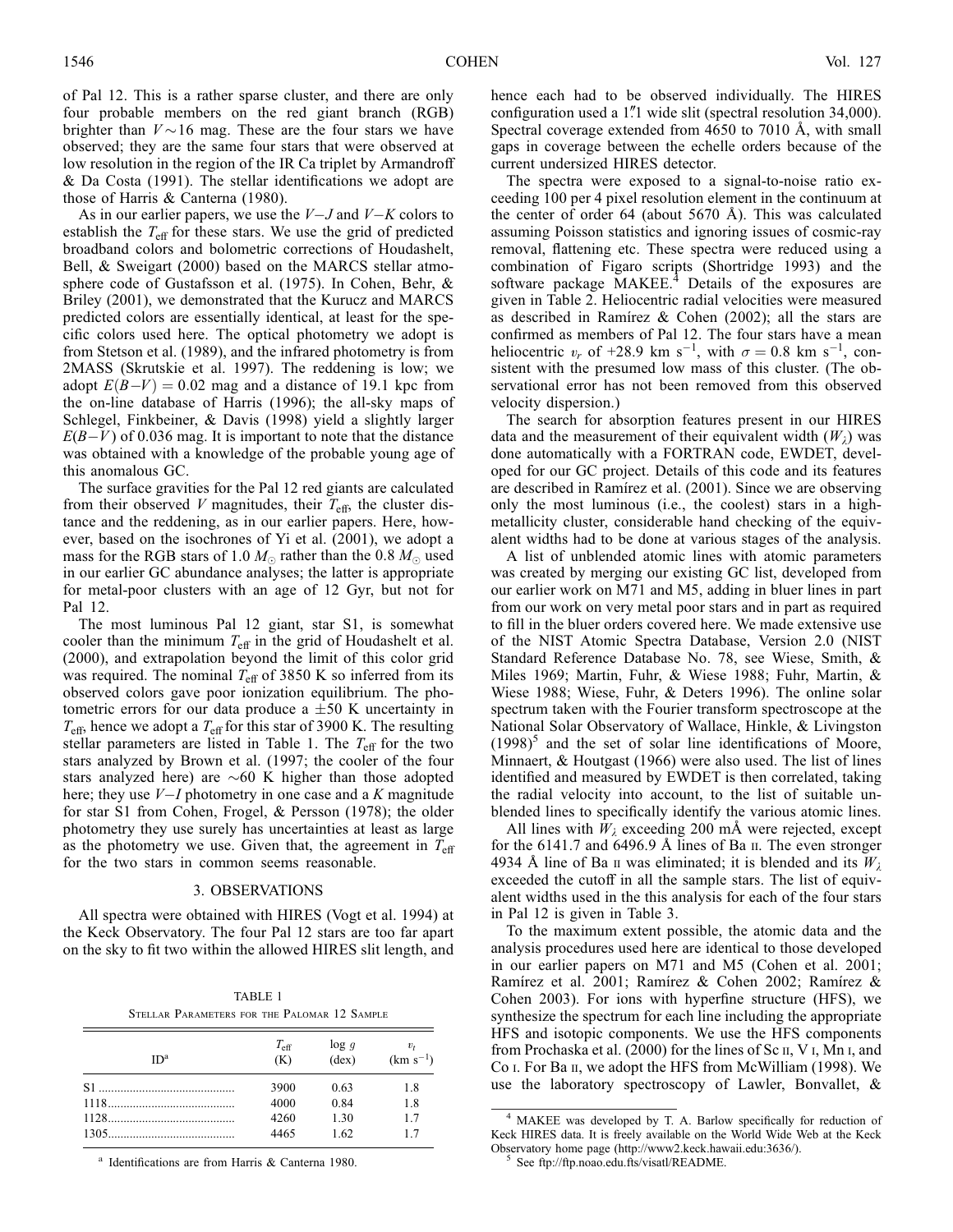of Pal 12. This is a rather sparse cluster, and there are only four probable members on the red giant branch (RGB) brighter than $V \sim 16$ mag. These are the four stars we have observed; they are the same four stars that were observed at low resolution in the region of the IR Ca triplet by Armandroff & Da Costa (1991). The stellar identifications we adopt are those of Harris & Canterna (1980).

As in our earlier papers, we use the $V-J$ and $V-K$ colors to establish the $T_{\rm eff}$ for these stars. We use the grid of predicted broadband colors and bolometric corrections of Houdashelt, Bell, & Sweigart (2000) based on the MARCS stellar atmosphere code of Gustafsson et al. (1975). In Cohen, Behr, & Briley (2001), we demonstrated that the Kurucz and MARCS predicted colors are essentially identical, at least for the specific colors used here. The optical photometry we adopt is from Stetson et al. (1989), and the infrared photometry is from 2MASS (Skrutskie et al. 1997). The reddening is low; we adopt $E(B-V) = 0.02$ mag and a distance of 19.1 kpc from the on-line database of Harris (1996); the all-sky maps of Schlegel, Finkbeiner, & Davis (1998) yield a slightly larger $E(B-V)$ of 0.036 mag. It is important to note that the distance was obtained with a knowledge of the probable young age of this anomalous GC.

The surface gravities for the Pal 12 red giants are calculated from their observed $V$ magnitudes, their $T_{\rm eff}$, the cluster distance and the reddening, as in our earlier papers. Here, however, based on the isochrones of Yi et al. (2001), we adopt a mass for the RGB stars of 1.0 $M_\odot$ rather than the 0.8 $M_\odot$ used in our earlier GC abundance analyses; the latter is appropriate for metal-poor clusters with an age of 12 Gyr, but not for Pal 12.

The most luminous Pal 12 giant, star S1, is somewhat cooler than the minimum $T_{\rm eff}$ in the grid of Houdashelt et al. (2000), and extrapolation beyond the limit of this color grid was required. The nominal $T_{\rm eff}$ of 3850 K so inferred from its observed colors gave poor ionization equilibrium. The photometric errors for our data produce a $\pm 50$ K uncertainty in $T_{\rm eff}$, hence we adopt a $T_{\rm eff}$ for this star of 3900 K. The resulting stellar parameters are listed in Table 1. The $T_{\rm eff}$ for the two stars analyzed by Brown et al. (1997; the cooler of the four stars analyzed here) are $\sim$60 K higher than those adopted here; they use $V-I$ photometry in one case and a $K$ magnitude for star S1 from Cohen, Frogel, & Persson (1978); the older photometry they use surely has uncertainties at least as large as the photometry we use. Given that, the agreement in $T_{\rm eff}$ for the two stars in common seems reasonable.

## 3. OBSERVATIONS

All spectra were obtained with HIRES (Vogt et al. 1994) at the Keck Observatory. The four Pal 12 stars are too far apart on the sky to fit two within the allowed HIRES slit length, and hence each had to be observed individually. The HIRES configuration used a 1".1 wide slit (spectral resolution 34,000). Spectral coverage extended from 4650 to 7010 Å, with small gaps in coverage between the echelle orders because of the current undersized HIRES detector.

TABLE 1
Stellar Parameters for the Palomar 12 Sample

| ID[a] | $T_{\rm eff}$ (K) | log $g$ (dex) | $v_t$ (km s$^{-1}$) |
|---|---|---|---|
| S1 | 3900 | 0.63 | 1.8 |
| 1118 | 4000 | 0.84 | 1.8 |
| 1128 | 4260 | 1.30 | 1.7 |
| 1305 | 4465 | 1.62 | 1.7 |

[a] Identifications are from Harris & Canterna 1980.

The spectra were exposed to a signal-to-noise ratio exceeding 100 per 4 pixel resolution element in the continuum at the center of order 64 (about 5670 Å). This was calculated assuming Poisson statistics and ignoring issues of cosmic-ray removal, flattening etc. These spectra were reduced using a combination of Figaro scripts (Shortridge 1993) and the software package MAKEE.[4] Details of the exposures are given in Table 2. Heliocentric radial velocities were measured as described in Ramírez & Cohen (2002); all the stars are confirmed as members of Pal 12. The four stars have a mean heliocentric $v_r$ of +28.9 km s$^{-1}$, with $\sigma = 0.8$ km s$^{-1}$, consistent with the presumed low mass of this cluster. (The observational error has not been removed from this observed velocity dispersion.)

The search for absorption features present in our HIRES data and the measurement of their equivalent width ($W_\lambda$) was done automatically with a FORTRAN code, EWDET, developed for our GC project. Details of this code and its features are described in Ramírez et al. (2001). Since we are observing only the most luminous (i.e., the coolest) stars in a high-metallicity cluster, considerable hand checking of the equivalent widths had to be done at various stages of the analysis.

A list of unblended atomic lines with atomic parameters was created by merging our existing GC list, developed from our earlier work on M71 and M5, adding in bluer lines in part from our work on very metal poor stars and in part as required to fill in the bluer orders covered here. We made extensive use of the NIST Atomic Spectra Database, Version 2.0 (NIST Standard Reference Database No. 78, see Wiese, Smith, & Miles 1969; Martin, Fuhr, & Wiese 1988; Fuhr, Martin, & Wiese 1988; Wiese, Fuhr, & Deters 1996). The online solar spectrum taken with the Fourier transform spectroscope at the National Solar Observatory of Wallace, Hinkle, & Livingston (1998)[5] and the set of solar line identifications of Moore, Minnaert, & Houtgast (1966) were also used. The list of lines identified and measured by EWDET is then correlated, taking the radial velocity into account, to the list of suitable unblended lines to specifically identify the various atomic lines.

All lines with $W_\lambda$ exceeding 200 mÅ were rejected, except for the 6141.7 and 6496.9 Å lines of Ba II. The even stronger 4934 Å line of Ba II was eliminated; it is blended and its $W_\lambda$ exceeded the cutoff in all the sample stars. The list of equivalent widths used in the this analysis for each of the four stars in Pal 12 is given in Table 3.

To the maximum extent possible, the atomic data and the analysis procedures used here are identical to those developed in our earlier papers on M71 and M5 (Cohen et al. 2001; Ramírez et al. 2001; Ramírez & Cohen 2002; Ramírez & Cohen 2003). For ions with hyperfine structure (HFS), we synthesize the spectrum for each line including the appropriate HFS and isotopic components. We use the HFS components from Prochaska et al. (2000) for the lines of Sc II, V I, Mn I, and Co I. For Ba II, we adopt the HFS from McWilliam (1998). We use the laboratory spectroscopy of Lawler, Bonvallet, &

[4] MAKEE was developed by T. A. Barlow specifically for reduction of Keck HIRES data. It is freely available on the World Wide Web at the Keck Observatory home page (http://www2.keck.hawaii.edu:3636/).

[5] See ftp://ftp.noao.edu.fts/visatl/README.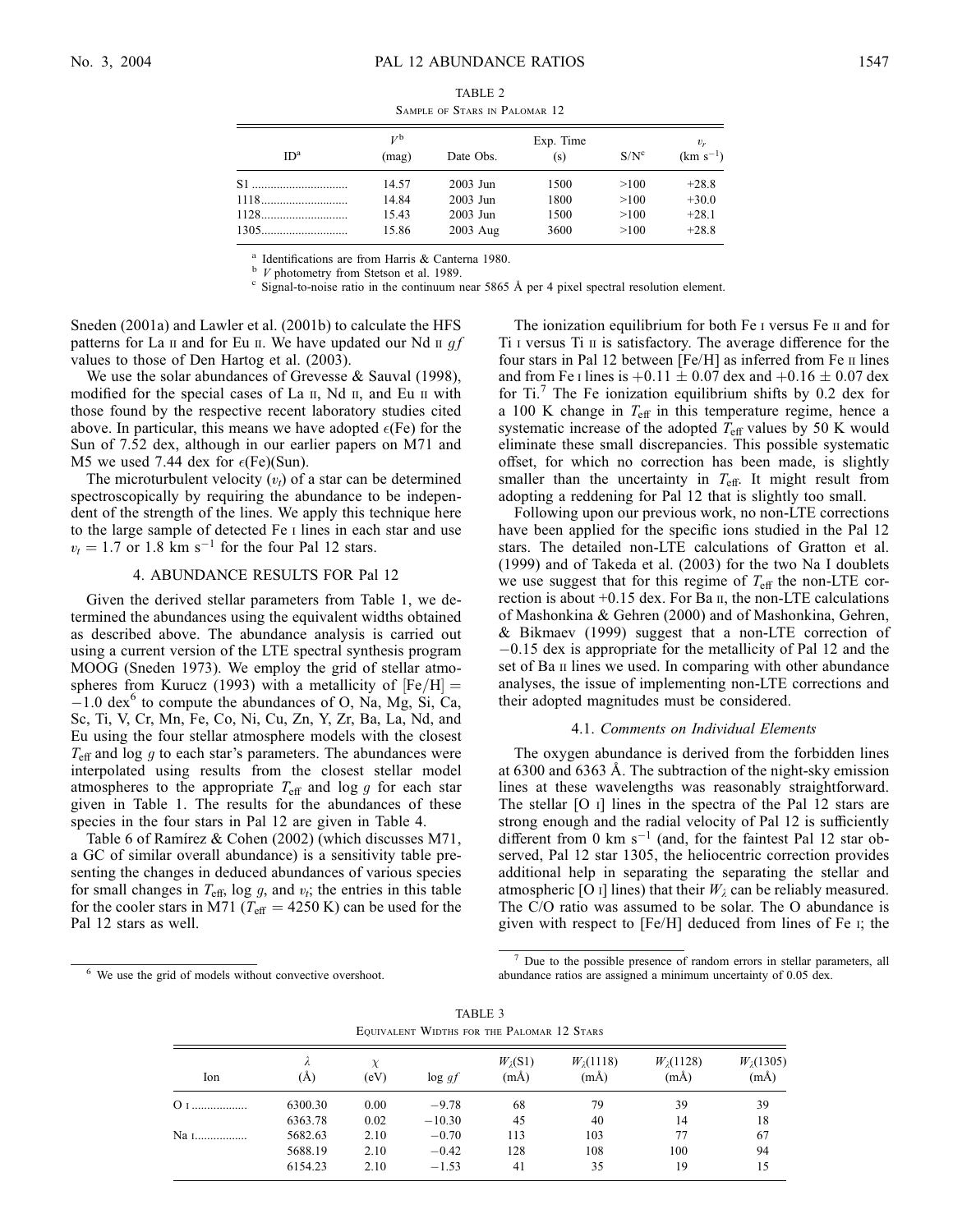TABLE 2

Sample of Stars in Palomar 12

| ID[a] | $V$[b] (mag) | Date Obs. | Exp. Time (s) | S/N[c] | $v_r$ (km s$^{-1}$) |
|---|---|---|---|---|---|
| S1 | 14.57 | 2003 Jun | 1500 | >100 | +28.8 |
| 1118 | 14.84 | 2003 Jun | 1800 | >100 | +30.0 |
| 1128 | 15.43 | 2003 Jun | 1500 | >100 | +28.1 |
| 1305 | 15.86 | 2003 Aug | 3600 | >100 | +28.8 |

[a] Identifications are from Harris & Canterna 1980.
[b] $V$ photometry from Stetson et al. 1989.
[c] Signal-to-noise ratio in the continuum near 5865 Å per 4 pixel spectral resolution element.

Sneden (2001a) and Lawler et al. (2001b) to calculate the HFS patterns for La II and for Eu II. We have updated our Nd II $gf$ values to those of Den Hartog et al. (2003).

We use the solar abundances of Grevesse & Sauval (1998), modified for the special cases of La II, Nd II, and Eu II with those found by the respective recent laboratory studies cited above. In particular, this means we have adopted $\epsilon$(Fe) for the Sun of 7.52 dex, although in our earlier papers on M71 and M5 we used 7.44 dex for $\epsilon$(Fe)(Sun).

The microturbulent velocity ($v_t$) of a star can be determined spectroscopically by requiring the abundance to be independent of the strength of the lines. We apply this technique here to the large sample of detected Fe I lines in each star and use $v_t = 1.7$ or 1.8 km s$^{-1}$ for the four Pal 12 stars.

## 4. ABUNDANCE RESULTS FOR Pal 12

Given the derived stellar parameters from Table 1, we determined the abundances using the equivalent widths obtained as described above. The abundance analysis is carried out using a current version of the LTE spectral synthesis program MOOG (Sneden 1973). We employ the grid of stellar atmospheres from Kurucz (1993) with a metallicity of [Fe/H] $= -1.0$ dex[6] to compute the abundances of O, Na, Mg, Si, Ca, Sc, Ti, V, Cr, Mn, Fe, Co, Ni, Cu, Zn, Y, Zr, Ba, La, Nd, and Eu using the four stellar atmosphere models with the closest $T_{\rm eff}$ and log $g$ to each star's parameters. The abundances were interpolated using results from the closest stellar model atmospheres to the appropriate $T_{\rm eff}$ and log $g$ for each star given in Table 1. The results for the abundances of these species in the four stars in Pal 12 are given in Table 4.

Table 6 of Ramírez & Cohen (2002) (which discusses M71, a GC of similar overall abundance) is a sensitivity table presenting the changes in deduced abundances of various species for small changes in $T_{\rm eff}$, log $g$, and $v_t$; the entries in this table for the cooler stars in M71 ($T_{\rm eff} = 4250$ K) can be used for the Pal 12 stars as well.

[6] We use the grid of models without convective overshoot.

The ionization equilibrium for both Fe I versus Fe II and for Ti I versus Ti II is satisfactory. The average difference for the four stars in Pal 12 between [Fe/H] as inferred from Fe II lines and from Fe I lines is $+0.11 \pm 0.07$ dex and $+0.16 \pm 0.07$ dex for Ti.[7] The Fe ionization equilibrium shifts by 0.2 dex for a 100 K change in $T_{\rm eff}$ in this temperature regime, hence a systematic increase of the adopted $T_{\rm eff}$ values by 50 K would eliminate these small discrepancies. This possible systematic offset, for which no correction has been made, is slightly smaller than the uncertainty in $T_{\rm eff}$. It might result from adopting a reddening for Pal 12 that is slightly too small.

Following upon our previous work, no non-LTE corrections have been applied for the specific ions studied in the Pal 12 stars. The detailed non-LTE calculations of Gratton et al. (1999) and of Takeda et al. (2003) for the two Na I doublets we use suggest that for this regime of $T_{\rm eff}$ the non-LTE correction is about +0.15 dex. For Ba II, the non-LTE calculations of Mashonkina & Gehren (2000) and of Mashonkina, Gehren, & Bikmaev (1999) suggest that a non-LTE correction of $-0.15$ dex is appropriate for the metallicity of Pal 12 and the set of Ba II lines we used. In comparing with other abundance analyses, the issue of implementing non-LTE corrections and their adopted magnitudes must be considered.

### 4.1. *Comments on Individual Elements*

The oxygen abundance is derived from the forbidden lines at 6300 and 6363 Å. The subtraction of the night-sky emission lines at these wavelengths was reasonably straightforward. The stellar [O I] lines in the spectra of the Pal 12 stars are strong enough and the radial velocity of Pal 12 is sufficiently different from 0 km s$^{-1}$ (and, for the faintest Pal 12 star observed, Pal 12 star 1305, the heliocentric correction provides additional help in separating the separating the stellar and atmospheric [O I] lines) that their $W_\lambda$ can be reliably measured. The C/O ratio was assumed to be solar. The O abundance is given with respect to [Fe/H] deduced from lines of Fe I; the

[7] Due to the possible presence of random errors in stellar parameters, all abundance ratios are assigned a minimum uncertainty of 0.05 dex.

TABLE 3

Equivalent Widths for the Palomar 12 Stars

| Ion | $\lambda$ (Å) | $\chi$ (eV) | log $gf$ | $W_\lambda$(S1) (mÅ) | $W_\lambda$(1118) (mÅ) | $W_\lambda$(1128) (mÅ) | $W_\lambda$(1305) (mÅ) |
|---|---|---|---|---|---|---|---|
| O I | 6300.30 | 0.00 | −9.78 | 68 | 79 | 39 | 39 |
| | 6363.78 | 0.02 | −10.30 | 45 | 40 | 14 | 18 |
| Na I | 5682.63 | 2.10 | −0.70 | 113 | 103 | 77 | 67 |
| | 5688.19 | 2.10 | −0.42 | 128 | 108 | 100 | 94 |
| | 6154.23 | 2.10 | −1.53 | 41 | 35 | 19 | 15 |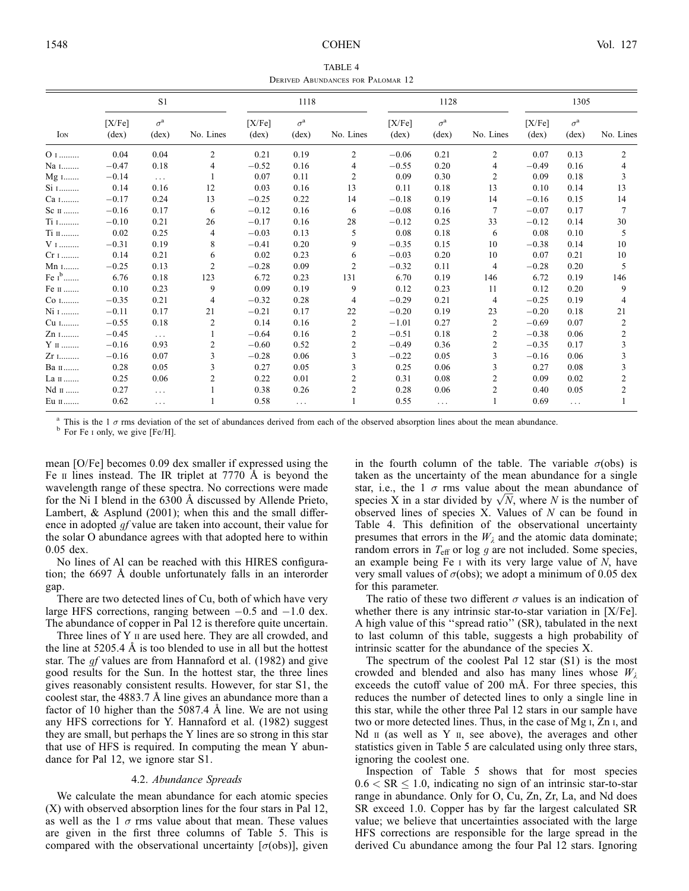TABLE 4

Derived Abundances for Palomar 12

| Ion | S1 | | | 1118 | | | 1128 | | | 1305 | | |
|---|---|---|---|---|---|---|---|---|---|---|---|---|
| | [X/Fe] (dex) | $\sigma$[a] (dex) | No. Lines | [X/Fe] (dex) | $\sigma$[a] (dex) | No. Lines | [X/Fe] (dex) | $\sigma$[a] (dex) | No. Lines | [X/Fe] (dex) | $\sigma$[a] (dex) | No. Lines |
| O I | 0.04 | 0.04 | 2 | 0.21 | 0.19 | 2 | −0.06 | 0.21 | 2 | 0.07 | 0.13 | 2 |
| Na I | −0.47 | 0.18 | 4 | −0.52 | 0.16 | 4 | −0.55 | 0.20 | 4 | −0.49 | 0.16 | 4 |
| Mg I | −0.14 | ... | 1 | 0.07 | 0.11 | 2 | 0.09 | 0.30 | 2 | 0.09 | 0.18 | 3 |
| Si I | 0.14 | 0.16 | 12 | 0.03 | 0.16 | 13 | 0.11 | 0.18 | 13 | 0.10 | 0.14 | 13 |
| Ca I | −0.17 | 0.24 | 13 | −0.25 | 0.22 | 14 | −0.18 | 0.19 | 14 | −0.16 | 0.15 | 14 |
| Sc II | −0.16 | 0.17 | 6 | −0.12 | 0.16 | 6 | −0.08 | 0.16 | 7 | −0.07 | 0.17 | 7 |
| Ti I | −0.10 | 0.21 | 26 | −0.17 | 0.16 | 28 | −0.12 | 0.25 | 33 | −0.12 | 0.14 | 30 |
| Ti II | 0.02 | 0.25 | 4 | −0.03 | 0.13 | 5 | 0.08 | 0.18 | 6 | 0.08 | 0.10 | 5 |
| V I | −0.31 | 0.19 | 8 | −0.41 | 0.20 | 9 | −0.35 | 0.15 | 10 | −0.38 | 0.14 | 10 |
| Cr I | 0.14 | 0.21 | 6 | 0.02 | 0.23 | 6 | −0.03 | 0.20 | 10 | 0.07 | 0.21 | 10 |
| Mn I | −0.25 | 0.13 | 2 | −0.28 | 0.09 | 2 | −0.32 | 0.11 | 4 | −0.28 | 0.20 | 5 |
| Fe I[b] | 6.76 | 0.18 | 123 | 6.72 | 0.23 | 131 | 6.70 | 0.19 | 146 | 6.72 | 0.19 | 146 |
| Fe II | 0.10 | 0.23 | 9 | 0.09 | 0.19 | 9 | 0.12 | 0.23 | 11 | 0.12 | 0.20 | 9 |
| Co I | −0.35 | 0.21 | 4 | −0.32 | 0.28 | 4 | −0.29 | 0.21 | 4 | −0.25 | 0.19 | 4 |
| Ni I | −0.11 | 0.17 | 21 | −0.21 | 0.17 | 22 | −0.20 | 0.19 | 23 | −0.20 | 0.18 | 21 |
| Cu I | −0.55 | 0.18 | 2 | 0.14 | 0.16 | 2 | −1.01 | 0.27 | 2 | −0.69 | 0.07 | 2 |
| Zn I | −0.45 | ... | 1 | −0.64 | 0.16 | 2 | −0.51 | 0.18 | 2 | −0.38 | 0.06 | 2 |
| Y II | −0.16 | 0.93 | 2 | −0.60 | 0.52 | 2 | −0.49 | 0.36 | 2 | −0.35 | 0.17 | 3 |
| Zr I | −0.16 | 0.07 | 3 | −0.28 | 0.06 | 3 | −0.22 | 0.05 | 3 | −0.16 | 0.06 | 3 |
| Ba II | 0.28 | 0.05 | 3 | 0.27 | 0.05 | 3 | 0.25 | 0.06 | 3 | 0.27 | 0.08 | 3 |
| La II | 0.25 | 0.06 | 2 | 0.22 | 0.01 | 2 | 0.31 | 0.08 | 2 | 0.09 | 0.02 | 2 |
| Nd II | 0.27 | ... | 1 | 0.38 | 0.26 | 2 | 0.28 | 0.06 | 2 | 0.40 | 0.05 | 2 |
| Eu II | 0.62 | ... | 1 | 0.58 | ... | 1 | 0.55 | ... | 1 | 0.69 | ... | 1 |

[a] This is the 1 $\sigma$ rms deviation of the set of abundances derived from each of the observed absorption lines about the mean abundance.

[b] For Fe I only, we give [Fe/H].

mean [O/Fe] becomes 0.09 dex smaller if expressed using the Fe II lines instead. The IR triplet at 7770 Å is beyond the wavelength range of these spectra. No corrections were made for the Ni I blend in the 6300 Å discussed by Allende Prieto, Lambert, & Asplund (2001); when this and the small difference in adopted *gf* value are taken into account, their value for the solar O abundance agrees with that adopted here to within 0.05 dex.

No lines of Al can be reached with this HIRES configuration; the 6697 Å double unfortunately falls in an interorder gap.

There are two detected lines of Cu, both of which have very large HFS corrections, ranging between −0.5 and −1.0 dex. The abundance of copper in Pal 12 is therefore quite uncertain.

Three lines of Y II are used here. They are all crowded, and the line at 5205.4 Å is too blended to use in all but the hottest star. The *gf* values are from Hannaford et al. (1982) and give good results for the Sun. In the hottest star, the three lines gives reasonably consistent results. However, for star S1, the coolest star, the 4883.7 Å line gives an abundance more than a factor of 10 higher than the 5087.4 Å line. We are not using any HFS corrections for Y. Hannaford et al. (1982) suggest they are small, but perhaps the Y lines are so strong in this star that use of HFS is required. In computing the mean Y abundance for Pal 12, we ignore star S1.

### 4.2. *Abundance Spreads*

We calculate the mean abundance for each atomic species (X) with observed absorption lines for the four stars in Pal 12, as well as the 1 $\sigma$ rms value about that mean. These values are given in the first three columns of Table 5. This is compared with the observational uncertainty [$\sigma$(obs)], given in the fourth column of the table. The variable $\sigma$(obs) is taken as the uncertainty of the mean abundance for a single star, i.e., the 1 $\sigma$ rms value about the mean abundance of species X in a star divided by $\sqrt{N}$, where $N$ is the number of observed lines of species X. Values of $N$ can be found in Table 4. This definition of the observational uncertainty presumes that errors in the $W_\lambda$ and the atomic data dominate; random errors in $T_{\rm eff}$ or log $g$ are not included. Some species, an example being Fe I with its very large value of $N$, have very small values of $\sigma$(obs); we adopt a minimum of 0.05 dex for this parameter.

The ratio of these two different $\sigma$ values is an indication of whether there is any intrinsic star-to-star variation in [X/Fe]. A high value of this "spread ratio" (SR), tabulated in the next to last column of this table, suggests a high probability of intrinsic scatter for the abundance of the species X.

The spectrum of the coolest Pal 12 star (S1) is the most crowded and blended and also has many lines whose $W_\lambda$ exceeds the cutoff value of 200 mÅ. For three species, this reduces the number of detected lines to only a single line in this star, while the other three Pal 12 stars in our sample have two or more detected lines. Thus, in the case of Mg I, Zn I, and Nd II (as well as Y II, see above), the averages and other statistics given in Table 5 are calculated using only three stars, ignoring the coolest one.

Inspection of Table 5 shows that for most species $0.6 < {\rm SR} \leq 1.0$, indicating no sign of an intrinsic star-to-star range in abundance. Only for O, Cu, Zn, Zr, La, and Nd does SR exceed 1.0. Copper has by far the largest calculated SR value; we believe that uncertainties associated with the large HFS corrections are responsible for the large spread in the derived Cu abundance among the four Pal 12 stars. Ignoring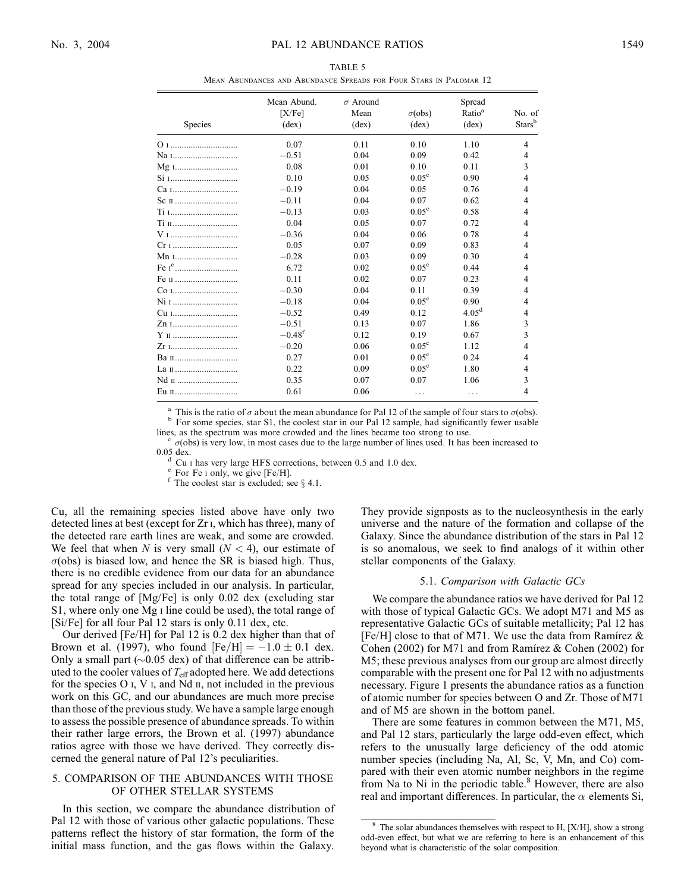TABLE 5

Mean Abundances and Abundance Spreads for Four Stars in Palomar 12

| Species | Mean Abund. [X/Fe] (dex) | $\sigma$ Around Mean (dex) | $\sigma$(obs) (dex) | Spread Ratio[a] (dex) | No. of Stars[b] |
|---|---|---|---|---|---|
| O I | 0.07 | 0.11 | 0.10 | 1.10 | 4 |
| Na I | −0.51 | 0.04 | 0.09 | 0.42 | 4 |
| Mg I | 0.08 | 0.01 | 0.10 | 0.11 | 3 |
| Si I | 0.10 | 0.05 | 0.05[c] | 0.90 | 4 |
| Ca I | −0.19 | 0.04 | 0.05 | 0.76 | 4 |
| Sc II | −0.11 | 0.04 | 0.07 | 0.62 | 4 |
| Ti I | −0.13 | 0.03 | 0.05[c] | 0.58 | 4 |
| Ti II | 0.04 | 0.05 | 0.07 | 0.72 | 4 |
| V I | −0.36 | 0.04 | 0.06 | 0.78 | 4 |
| Cr I | 0.05 | 0.07 | 0.09 | 0.83 | 4 |
| Mn I | −0.28 | 0.03 | 0.09 | 0.30 | 4 |
| Fe I[e] | 6.72 | 0.02 | 0.05[c] | 0.44 | 4 |
| Fe II | 0.11 | 0.02 | 0.07 | 0.23 | 4 |
| Co I | −0.30 | 0.04 | 0.11 | 0.39 | 4 |
| Ni I | −0.18 | 0.04 | 0.05[c] | 0.90 | 4 |
| Cu I | −0.52 | 0.49 | 0.12 | 4.05[d] | 4 |
| Zn I | −0.51 | 0.13 | 0.07 | 1.86 | 3 |
| Y II | −0.48[f] | 0.12 | 0.19 | 0.67 | 3 |
| Zr I | −0.20 | 0.06 | 0.05[c] | 1.12 | 4 |
| Ba II | 0.27 | 0.01 | 0.05[c] | 0.24 | 4 |
| La II | 0.22 | 0.09 | 0.05[c] | 1.80 | 4 |
| Nd II | 0.35 | 0.07 | 0.07 | 1.06 | 3 |
| Eu II | 0.61 | 0.06 | ... | ... | 4 |

[a] This is the ratio of $\sigma$ about the mean abundance for Pal 12 of the sample of four stars to $\sigma$(obs).
[b] For some species, star S1, the coolest star in our Pal 12 sample, had significantly fewer usable lines, as the spectrum was more crowded and the lines became too strong to use.
[c] $\sigma$(obs) is very low, in most cases due to the large number of lines used. It has been increased to 0.05 dex.
[d] Cu I has very large HFS corrections, between 0.5 and 1.0 dex.
[e] For Fe I only, we give [Fe/H].
[f] The coolest star is excluded; see § 4.1.

Cu, all the remaining species listed above have only two detected lines at best (except for Zr I, which has three), many of the detected rare earth lines are weak, and some are crowded. We feel that when $N$ is very small ($N < 4$), our estimate of $\sigma$(obs) is biased low, and hence the SR is biased high. Thus, there is no credible evidence from our data for an abundance spread for any species included in our analysis. In particular, the total range of [Mg/Fe] is only 0.02 dex (excluding star S1, where only one Mg I line could be used), the total range of [Si/Fe] for all four Pal 12 stars is only 0.11 dex, etc.

Our derived [Fe/H] for Pal 12 is 0.2 dex higher than that of Brown et al. (1997), who found $[\mathrm{Fe/H}] = -1.0 \pm 0.1$ dex. Only a small part (∼0.05 dex) of that difference can be attributed to the cooler values of $T_{\mathrm{eff}}$ adopted here. We add detections for the species O I, V I, and Nd II, not included in the previous work on this GC, and our abundances are much more precise than those of the previous study. We have a sample large enough to assess the possible presence of abundance spreads. To within their rather large errors, the Brown et al. (1997) abundance ratios agree with those we have derived. They correctly discerned the general nature of Pal 12's peculiarities.

## 5. COMPARISON OF THE ABUNDANCES WITH THOSE OF OTHER STELLAR SYSTEMS

In this section, we compare the abundance distribution of Pal 12 with those of various other galactic populations. These patterns reflect the history of star formation, the form of the initial mass function, and the gas flows within the Galaxy. They provide signposts as to the nucleosynthesis in the early universe and the nature of the formation and collapse of the Galaxy. Since the abundance distribution of the stars in Pal 12 is so anomalous, we seek to find analogs of it within other stellar components of the Galaxy.

### 5.1. *Comparison with Galactic GCs*

We compare the abundance ratios we have derived for Pal 12 with those of typical Galactic GCs. We adopt M71 and M5 as representative Galactic GCs of suitable metallicity; Pal 12 has [Fe/H] close to that of M71. We use the data from Ramírez & Cohen (2002) for M71 and from Ramírez & Cohen (2002) for M5; these previous analyses from our group are almost directly comparable with the present one for Pal 12 with no adjustments necessary. Figure 1 presents the abundance ratios as a function of atomic number for species between O and Zr. Those of M71 and of M5 are shown in the bottom panel.

There are some features in common between the M71, M5, and Pal 12 stars, particularly the large odd-even effect, which refers to the unusually large deficiency of the odd atomic number species (including Na, Al, Sc, V, Mn, and Co) compared with their even atomic number neighbors in the regime from Na to Ni in the periodic table.[8] However, there are also real and important differences. In particular, the $\alpha$ elements Si,

[8] The solar abundances themselves with respect to H, [X/H], show a strong odd-even effect, but what we are referring to here is an enhancement of this beyond what is characteristic of the solar composition.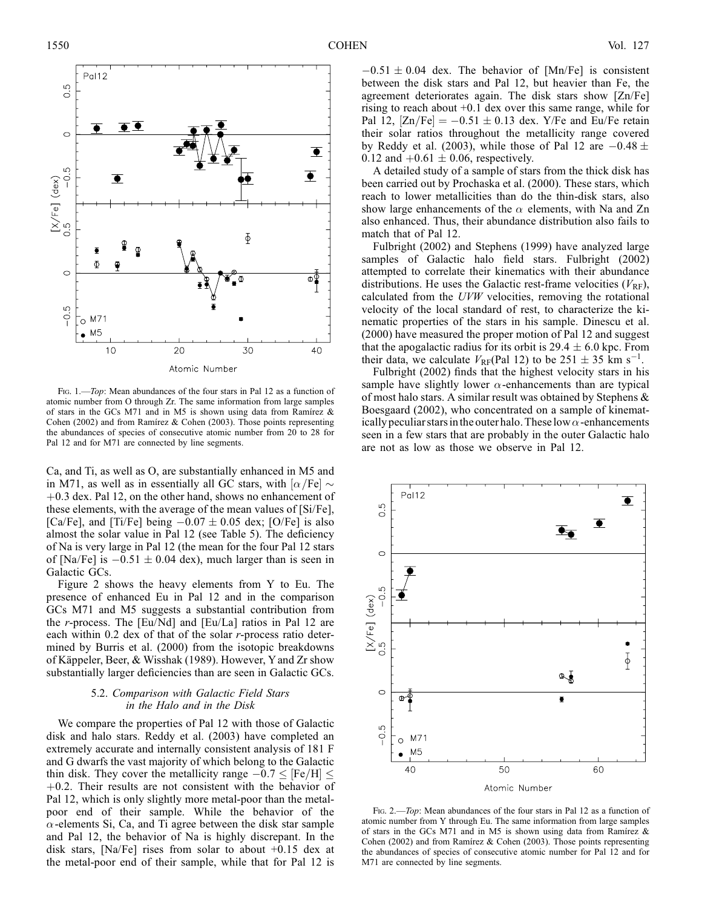Fig. 1.—*Top*: Mean abundances of the four stars in Pal 12 as a function of atomic number from O through Zr. The same information from large samples of stars in the GCs M71 and in M5 is shown using data from Ramírez & Cohen (2002) and from Ramírez & Cohen (2003). Those points representing the abundances of species of consecutive atomic number from 20 to 28 for Pal 12 and for M71 are connected by line segments.

Ca, and Ti, as well as O, are substantially enhanced in M5 and in M71, as well as in essentially all GC stars, with $[\alpha/\mathrm{Fe}] \sim +0.3$ dex. Pal 12, on the other hand, shows no enhancement of these elements, with the average of the mean values of [Si/Fe], [Ca/Fe], and [Ti/Fe] being $-0.07 \pm 0.05$ dex; [O/Fe] is also almost the solar value in Pal 12 (see Table 5). The deficiency of Na is very large in Pal 12 (the mean for the four Pal 12 stars of [Na/Fe] is $-0.51 \pm 0.04$ dex), much larger than is seen in Galactic GCs.

Figure 2 shows the heavy elements from Y to Eu. The presence of enhanced Eu in Pal 12 and in the comparison GCs M71 and M5 suggests a substantial contribution from the *r*-process. The [Eu/Nd] and [Eu/La] ratios in Pal 12 are each within 0.2 dex of that of the solar *r*-process ratio determined by Burris et al. (2000) from the isotopic breakdowns of Käppeler, Beer, & Wisshak (1989). However, Y and Zr show substantially larger deficiencies than are seen in Galactic GCs.

### 5.2. *Comparison with Galactic Field Stars in the Halo and in the Disk*

We compare the properties of Pal 12 with those of Galactic disk and halo stars. Reddy et al. (2003) have completed an extremely accurate and internally consistent analysis of 181 F and G dwarfs the vast majority of which belong to the Galactic thin disk. They cover the metallicity range $-0.7 \leq [\mathrm{Fe/H}] \leq +0.2$. Their results are not consistent with the behavior of Pal 12, which is only slightly more metal-poor than the metal-poor end of their sample. While the behavior of the $\alpha$-elements Si, Ca, and Ti agree between the disk star sample and Pal 12, the behavior of Na is highly discrepant. In the disk stars, [Na/Fe] rises from solar to about +0.15 dex at the metal-poor end of their sample, while that for Pal 12 is $-0.51 \pm 0.04$ dex. The behavior of [Mn/Fe] is consistent between the disk stars and Pal 12, but heavier than Fe, the agreement deteriorates again. The disk stars show [Zn/Fe] rising to reach about +0.1 dex over this same range, while for Pal 12, $[\mathrm{Zn/Fe}] = -0.51 \pm 0.13$ dex. Y/Fe and Eu/Fe retain their solar ratios throughout the metallicity range covered by Reddy et al. (2003), while those of Pal 12 are $-0.48 \pm 0.12$ and $+0.61 \pm 0.06$, respectively.

A detailed study of a sample of stars from the thick disk has been carried out by Prochaska et al. (2000). These stars, which reach to lower metallicities than do the thin-disk stars, also show large enhancements of the $\alpha$ elements, with Na and Zn also enhanced. Thus, their abundance distribution also fails to match that of Pal 12.

Fulbright (2002) and Stephens (1999) have analyzed large samples of Galactic halo field stars. Fulbright (2002) attempted to correlate their kinematics with their abundance distributions. He uses the Galactic rest-frame velocities ($V_{\mathrm{RF}}$), calculated from the *UVW* velocities, removing the rotational velocity of the local standard of rest, to characterize the kinematic properties of the stars in his sample. Dinescu et al. (2000) have measured the proper motion of Pal 12 and suggest that the apogalactic radius for its orbit is $29.4 \pm 6.0$ kpc. From their data, we calculate $V_{\mathrm{RF}}(\mathrm{Pal\ 12})$ to be $251 \pm 35$ km s$^{-1}$.

Fulbright (2002) finds that the highest velocity stars in his sample have slightly lower $\alpha$-enhancements than are typical of most halo stars. A similar result was obtained by Stephens & Boesgaard (2002), who concentrated on a sample of kinematically peculiar stars in the outer halo. These low $\alpha$-enhancements seen in a few stars that are probably in the outer Galactic halo are not as low as those we observe in Pal 12.

Fig. 2.—*Top*: Mean abundances of the four stars in Pal 12 as a function of atomic number from Y through Eu. The same information from large samples of stars in the GCs M71 and in M5 is shown using data from Ramírez & Cohen (2002) and from Ramírez & Cohen (2003). Those points representing the abundances of species of consecutive atomic number for Pal 12 and for M71 are connected by line segments.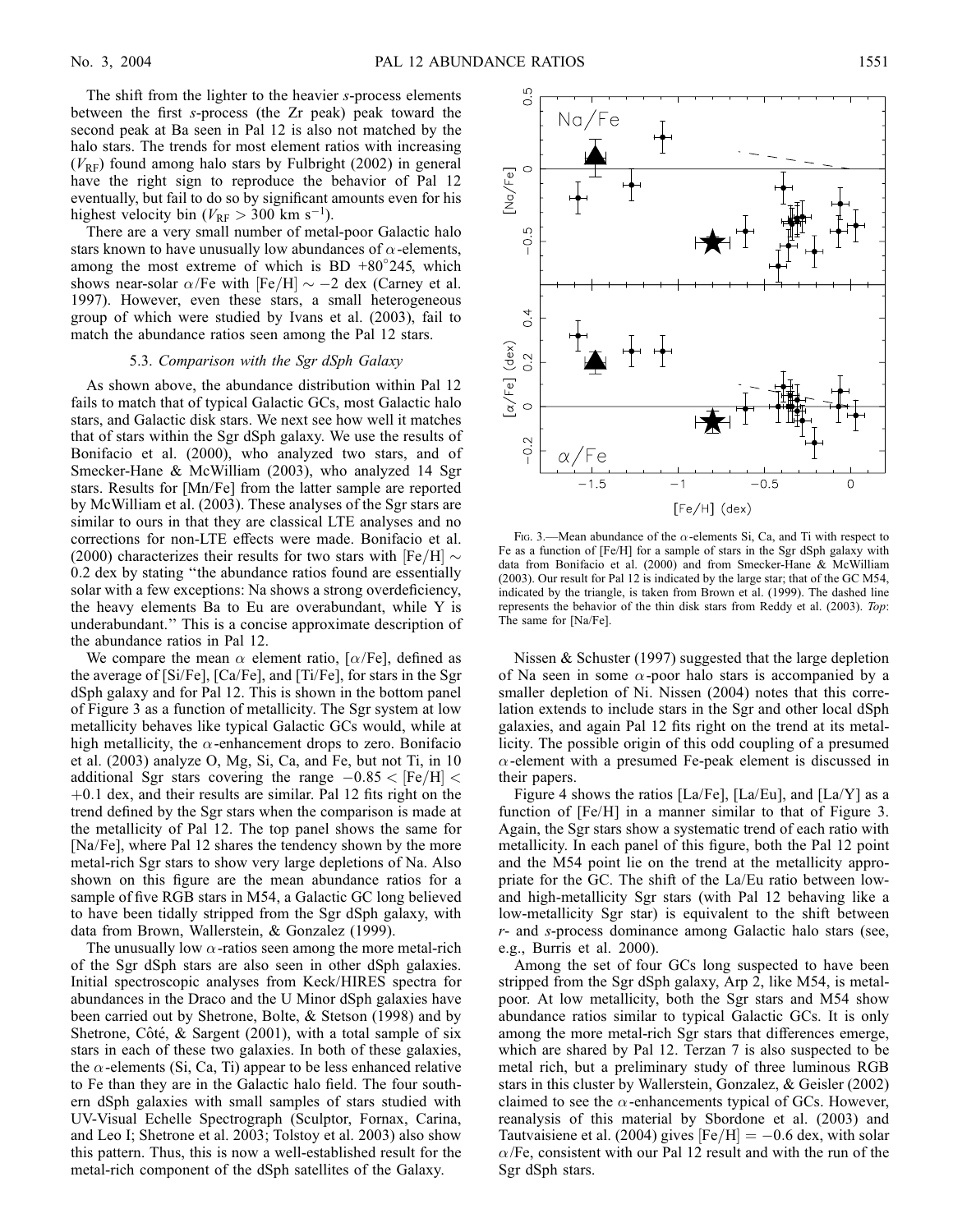The shift from the lighter to the heavier *s*-process elements between the first *s*-process (the Zr peak) peak toward the second peak at Ba seen in Pal 12 is also not matched by the halo stars. The trends for most element ratios with increasing ($V_{\rm RF}$) found among halo stars by Fulbright (2002) in general have the right sign to reproduce the behavior of Pal 12 eventually, but fail to do so by significant amounts even for his highest velocity bin ($V_{\rm RF} > 300$ km s$^{-1}$).

There are a very small number of metal-poor Galactic halo stars known to have unusually low abundances of $\alpha$-elements, among the most extreme of which is BD +80°245, which shows near-solar $\alpha$/Fe with [Fe/H] $\sim -2$ dex (Carney et al. 1997). However, even these stars, a small heterogeneous group of which were studied by Ivans et al. (2003), fail to match the abundance ratios seen among the Pal 12 stars.

### 5.3. *Comparison with the Sgr dSph Galaxy*

As shown above, the abundance distribution within Pal 12 fails to match that of typical Galactic GCs, most Galactic halo stars, and Galactic disk stars. We next see how well it matches that of stars within the Sgr dSph galaxy. We use the results of Bonifacio et al. (2000), who analyzed two stars, and of Smecker-Hane & McWilliam (2003), who analyzed 14 Sgr stars. Results for [Mn/Fe] from the latter sample are reported by McWilliam et al. (2003). These analyses of the Sgr stars are similar to ours in that they are classical LTE analyses and no corrections for non-LTE effects were made. Bonifacio et al. (2000) characterizes their results for two stars with [Fe/H] $\sim$ 0.2 dex by stating "the abundance ratios found are essentially solar with a few exceptions: Na shows a strong overdeficiency, the heavy elements Ba to Eu are overabundant, while Y is underabundant." This is a concise approximate description of the abundance ratios in Pal 12.

We compare the mean $\alpha$ element ratio, [$\alpha$/Fe], defined as the average of [Si/Fe], [Ca/Fe], and [Ti/Fe], for stars in the Sgr dSph galaxy and for Pal 12. This is shown in the bottom panel of Figure 3 as a function of metallicity. The Sgr system at low metallicity behaves like typical Galactic GCs would, while at high metallicity, the $\alpha$-enhancement drops to zero. Bonifacio et al. (2003) analyze O, Mg, Si, Ca, and Fe, but not Ti, in 10 additional Sgr stars covering the range $-0.85 <$ [Fe/H] $<$ $+0.1$ dex, and their results are similar. Pal 12 fits right on the trend defined by the Sgr stars when the comparison is made at the metallicity of Pal 12. The top panel shows the same for [Na/Fe], where Pal 12 shares the tendency shown by the more metal-rich Sgr stars to show very large depletions of Na. Also shown on this figure are the mean abundance ratios for a sample of five RGB stars in M54, a Galactic GC long believed to have been tidally stripped from the Sgr dSph galaxy, with data from Brown, Wallerstein, & Gonzalez (1999).

The unusually low $\alpha$-ratios seen among the more metal-rich of the Sgr dSph stars are also seen in other dSph galaxies. Initial spectroscopic analyses from Keck/HIRES spectra for abundances in the Draco and the U Minor dSph galaxies have been carried out by Shetrone, Bolte, & Stetson (1998) and by Shetrone, Côté, & Sargent (2001), with a total sample of six stars in each of these two galaxies. In both of these galaxies, the $\alpha$-elements (Si, Ca, Ti) appear to be less enhanced relative to Fe than they are in the Galactic halo field. The four southern dSph galaxies with small samples of stars studied with UV-Visual Echelle Spectrograph (Sculptor, Fornax, Carina, and Leo I; Shetrone et al. 2003; Tolstoy et al. 2003) also show this pattern. Thus, this is now a well-established result for the metal-rich component of the dSph satellites of the Galaxy.

Fig. 3.—Mean abundance of the $\alpha$-elements Si, Ca, and Ti with respect to Fe as a function of [Fe/H] for a sample of stars in the Sgr dSph galaxy with data from Bonifacio et al. (2000) and from Smecker-Hane & McWilliam (2003). Our result for Pal 12 is indicated by the large star; that of the GC M54, indicated by the triangle, is taken from Brown et al. (1999). The dashed line represents the behavior of the thin disk stars from Reddy et al. (2003). *Top*: The same for [Na/Fe].

Nissen & Schuster (1997) suggested that the large depletion of Na seen in some $\alpha$-poor halo stars is accompanied by a smaller depletion of Ni. Nissen (2004) notes that this correlation extends to include stars in the Sgr and other local dSph galaxies, and again Pal 12 fits right on the trend at its metallicity. The possible origin of this odd coupling of a presumed $\alpha$-element with a presumed Fe-peak element is discussed in their papers.

Figure 4 shows the ratios [La/Fe], [La/Eu], and [La/Y] as a function of [Fe/H] in a manner similar to that of Figure 3. Again, the Sgr stars show a systematic trend of each ratio with metallicity. In each panel of this figure, both the Pal 12 point and the M54 point lie on the trend at the metallicity appropriate for the GC. The shift of the La/Eu ratio between low- and high-metallicity Sgr stars (with Pal 12 behaving like a low-metallicity Sgr star) is equivalent to the shift between *r*- and *s*-process dominance among Galactic halo stars (see, e.g., Burris et al. 2000).

Among the set of four GCs long suspected to have been stripped from the Sgr dSph galaxy, Arp 2, like M54, is metal-poor. At low metallicity, both the Sgr stars and M54 show abundance ratios similar to typical Galactic GCs. It is only among the more metal-rich Sgr stars that differences emerge, which are shared by Pal 12. Terzan 7 is also suspected to be metal rich, but a preliminary study of three luminous RGB stars in this cluster by Wallerstein, Gonzalez, & Geisler (2002) claimed to see the $\alpha$-enhancements typical of GCs. However, reanalysis of this material by Sbordone et al. (2003) and Tautvaisiene et al. (2004) gives [Fe/H] $= -0.6$ dex, with solar $\alpha$/Fe, consistent with our Pal 12 result and with the run of the Sgr dSph stars.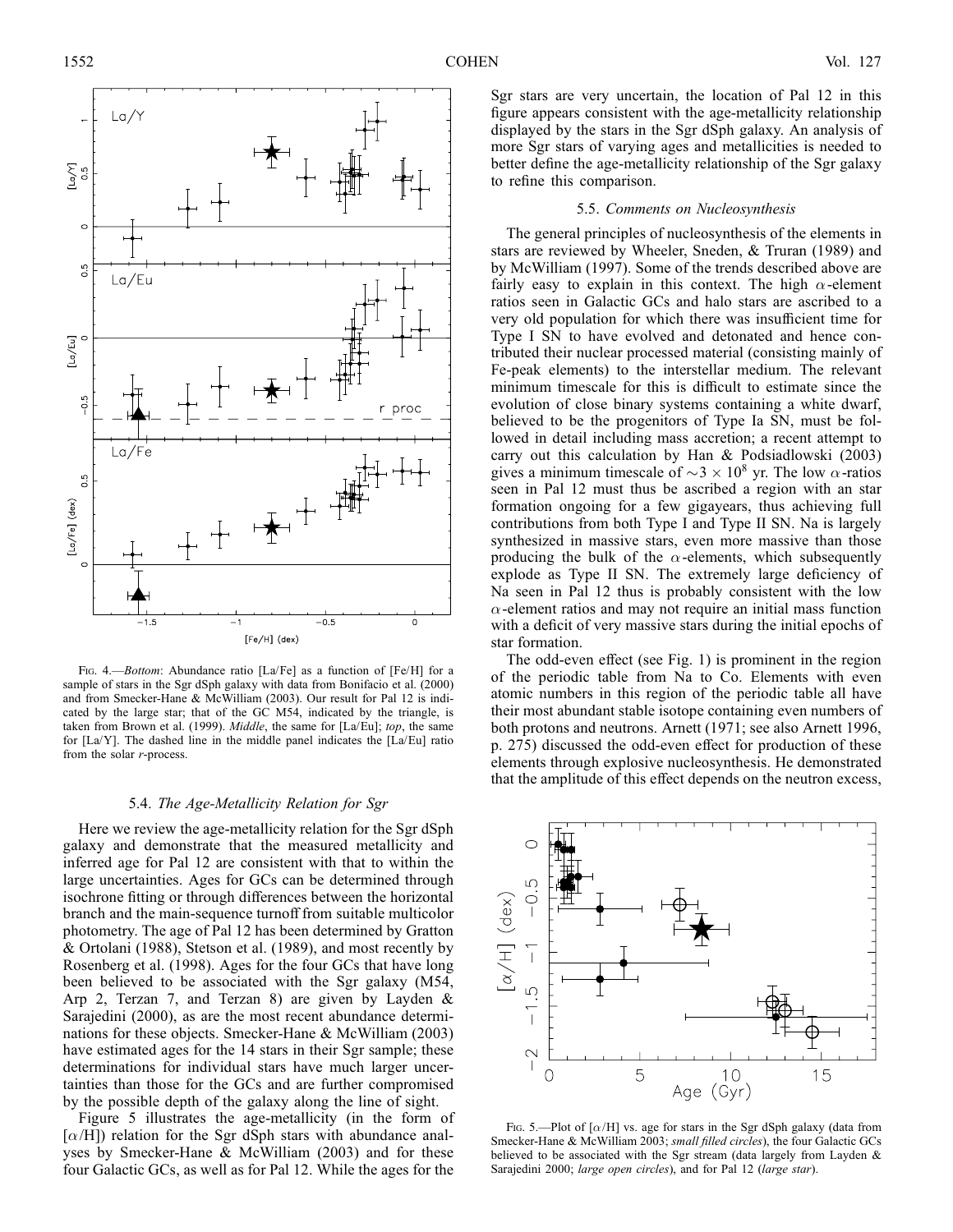Fig. 4.—*Bottom*: Abundance ratio [La/Fe] as a function of [Fe/H] for a sample of stars in the Sgr dSph galaxy with data from Bonifacio et al. (2000) and from Smecker-Hane & McWilliam (2003). Our result for Pal 12 is indicated by the large star; that of the GC M54, indicated by the triangle, is taken from Brown et al. (1999). *Middle*, the same for [La/Eu]; *top*, the same for [La/Y]. The dashed line in the middle panel indicates the [La/Eu] ratio from the solar *r*-process.

### 5.4. *The Age-Metallicity Relation for Sgr*

Here we review the age-metallicity relation for the Sgr dSph galaxy and demonstrate that the measured metallicity and inferred age for Pal 12 are consistent with that to within the large uncertainties. Ages for GCs can be determined through isochrone fitting or through differences between the horizontal branch and the main-sequence turnoff from suitable multicolor photometry. The age of Pal 12 has been determined by Gratton & Ortolani (1988), Stetson et al. (1989), and most recently by Rosenberg et al. (1998). Ages for the four GCs that have long been believed to be associated with the Sgr galaxy (M54, Arp 2, Terzan 7, and Terzan 8) are given by Layden & Sarajedini (2000), as are the most recent abundance determinations for these objects. Smecker-Hane & McWilliam (2003) have estimated ages for the 14 stars in their Sgr sample; these determinations for individual stars have much larger uncertainties than those for the GCs and are further compromised by the possible depth of the galaxy along the line of sight.

Figure 5 illustrates the age-metallicity (in the form of [$\alpha$/H]) relation for the Sgr dSph stars with abundance analyses by Smecker-Hane & McWilliam (2003) and for these four Galactic GCs, as well as for Pal 12. While the ages for the Sgr stars are very uncertain, the location of Pal 12 in this figure appears consistent with the age-metallicity relationship displayed by the stars in the Sgr dSph galaxy. An analysis of more Sgr stars of varying ages and metallicities is needed to better define the age-metallicity relationship of the Sgr galaxy to refine this comparison.

### 5.5. *Comments on Nucleosynthesis*

The general principles of nucleosynthesis of the elements in stars are reviewed by Wheeler, Sneden, & Truran (1989) and by McWilliam (1997). Some of the trends described above are fairly easy to explain in this context. The high $\alpha$-element ratios seen in Galactic GCs and halo stars are ascribed to a very old population for which there was insufficient time for Type I SN to have evolved and detonated and hence contributed their nuclear processed material (consisting mainly of Fe-peak elements) to the interstellar medium. The relevant minimum timescale for this is difficult to estimate since the evolution of close binary systems containing a white dwarf, believed to be the progenitors of Type Ia SN, must be followed in detail including mass accretion; a recent attempt to carry out this calculation by Han & Podsiadlowski (2003) gives a minimum timescale of $\sim 3 \times 10^8$ yr. The low $\alpha$-ratios seen in Pal 12 must thus be ascribed a region with an star formation ongoing for a few gigayears, thus achieving full contributions from both Type I and Type II SN. Na is largely synthesized in massive stars, even more massive than those producing the bulk of the $\alpha$-elements, which subsequently explode as Type II SN. The extremely large deficiency of Na seen in Pal 12 thus is probably consistent with the low $\alpha$-element ratios and may not require an initial mass function with a deficit of very massive stars during the initial epochs of star formation.

The odd-even effect (see Fig. 1) is prominent in the region of the periodic table from Na to Co. Elements with even atomic numbers in this region of the periodic table all have their most abundant stable isotope containing even numbers of both protons and neutrons. Arnett (1971; see also Arnett 1996, p. 275) discussed the odd-even effect for production of these elements through explosive nucleosynthesis. He demonstrated that the amplitude of this effect depends on the neutron excess,

Fig. 5.—Plot of [$\alpha$/H] vs. age for stars in the Sgr dSph galaxy (data from Smecker-Hane & McWilliam 2003; *small filled circles*), the four Galactic GCs believed to be associated with the Sgr stream (data largely from Layden & Sarajedini 2000; *large open circles*), and for Pal 12 (*large star*).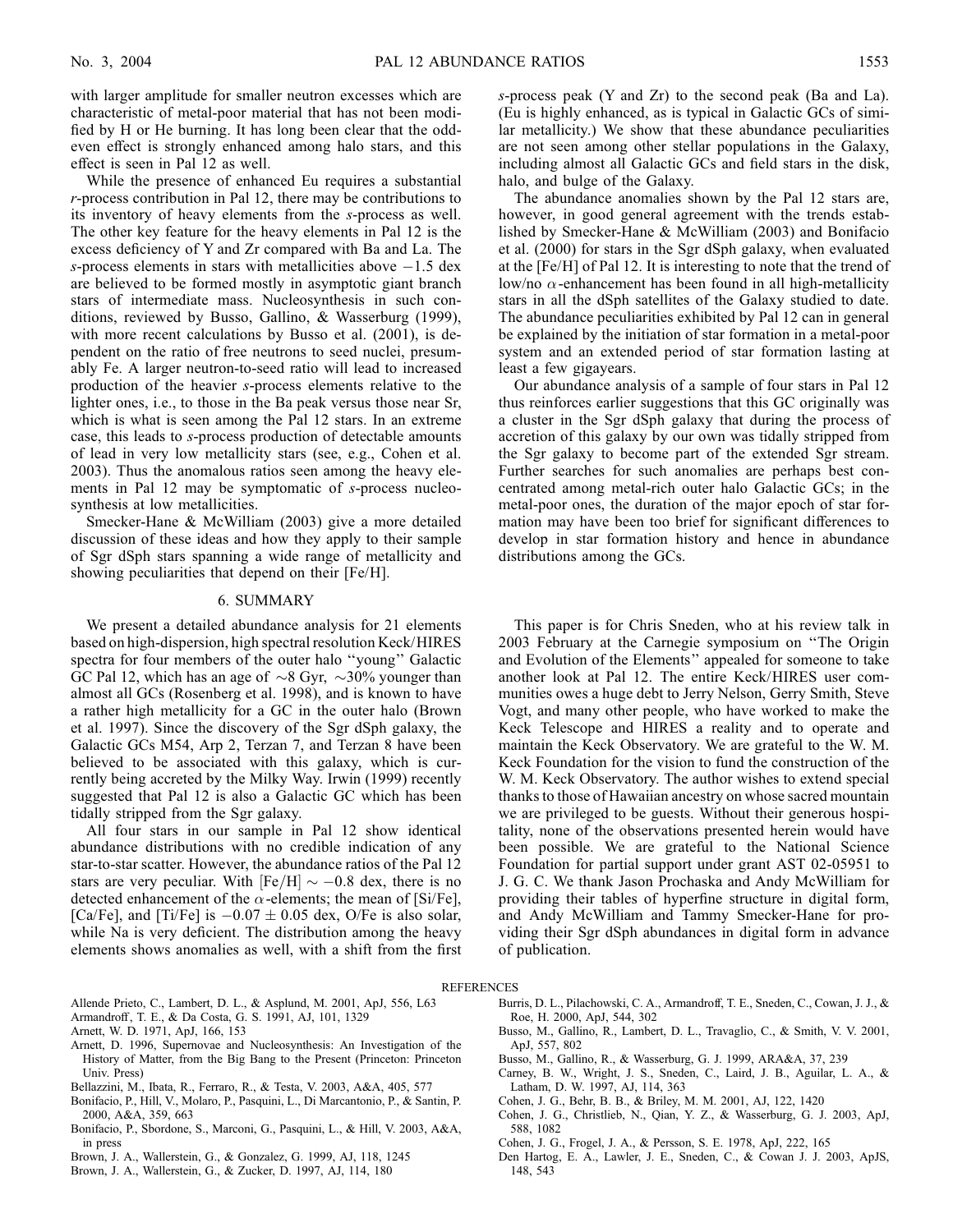with larger amplitude for smaller neutron excesses which are characteristic of metal-poor material that has not been modified by H or He burning. It has long been clear that the odd-even effect is strongly enhanced among halo stars, and this effect is seen in Pal 12 as well.

While the presence of enhanced Eu requires a substantial *r*-process contribution in Pal 12, there may be contributions to its inventory of heavy elements from the *s*-process as well. The other key feature for the heavy elements in Pal 12 is the excess deficiency of Y and Zr compared with Ba and La. The *s*-process elements in stars with metallicities above −1.5 dex are believed to be formed mostly in asymptotic giant branch stars of intermediate mass. Nucleosynthesis in such conditions, reviewed by Busso, Gallino, & Wasserburg (1999), with more recent calculations by Busso et al. (2001), is dependent on the ratio of free neutrons to seed nuclei, presumably Fe. A larger neutron-to-seed ratio will lead to increased production of the heavier *s*-process elements relative to the lighter ones, i.e., to those in the Ba peak versus those near Sr, which is what is seen among the Pal 12 stars. In an extreme case, this leads to *s*-process production of detectable amounts of lead in very low metallicity stars (see, e.g., Cohen et al. 2003). Thus the anomalous ratios seen among the heavy elements in Pal 12 may be symptomatic of *s*-process nucleosynthesis at low metallicities.

Smecker-Hane & McWilliam (2003) give a more detailed discussion of these ideas and how they apply to their sample of Sgr dSph stars spanning a wide range of metallicity and showing peculiarities that depend on their [Fe/H].

## 6. SUMMARY

We present a detailed abundance analysis for 21 elements based on high-dispersion, high spectral resolution Keck/HIRES spectra for four members of the outer halo "young" Galactic GC Pal 12, which has an age of ∼8 Gyr, ∼30% younger than almost all GCs (Rosenberg et al. 1998), and is known to have a rather high metallicity for a GC in the outer halo (Brown et al. 1997). Since the discovery of the Sgr dSph galaxy, the Galactic GCs M54, Arp 2, Terzan 7, and Terzan 8 have been believed to be associated with this galaxy, which is currently being accreted by the Milky Way. Irwin (1999) recently suggested that Pal 12 is also a Galactic GC which has been tidally stripped from the Sgr galaxy.

All four stars in our sample in Pal 12 show identical abundance distributions with no credible indication of any star-to-star scatter. However, the abundance ratios of the Pal 12 stars are very peculiar. With $[\mathrm{Fe/H}] \sim -0.8$ dex, there is no detected enhancement of the $\alpha$-elements; the mean of [Si/Fe], [Ca/Fe], and [Ti/Fe] is $-0.07 \pm 0.05$ dex, O/Fe is also solar, while Na is very deficient. The distribution among the heavy elements shows anomalies as well, with a shift from the first *s*-process peak (Y and Zr) to the second peak (Ba and La). (Eu is highly enhanced, as is typical in Galactic GCs of similar metallicity.) We show that these abundance peculiarities are not seen among other stellar populations in the Galaxy, including almost all Galactic GCs and field stars in the disk, halo, and bulge of the Galaxy.

The abundance anomalies shown by the Pal 12 stars are, however, in good general agreement with the trends established by Smecker-Hane & McWilliam (2003) and Bonifacio et al. (2000) for stars in the Sgr dSph galaxy, when evaluated at the [Fe/H] of Pal 12. It is interesting to note that the trend of low/no $\alpha$-enhancement has been found in all high-metallicity stars in all the dSph satellites of the Galaxy studied to date. The abundance peculiarities exhibited by Pal 12 can in general be explained by the initiation of star formation in a metal-poor system and an extended period of star formation lasting at least a few gigayears.

Our abundance analysis of a sample of four stars in Pal 12 thus reinforces earlier suggestions that this GC originally was a cluster in the Sgr dSph galaxy that during the process of accretion of this galaxy by our own was tidally stripped from the Sgr galaxy to become part of the extended Sgr stream. Further searches for such anomalies are perhaps best concentrated among metal-rich outer halo Galactic GCs; in the metal-poor ones, the duration of the major epoch of star formation may have been too brief for significant differences to develop in star formation history and hence in abundance distributions among the GCs.

This paper is for Chris Sneden, who at his review talk in 2003 February at the Carnegie symposium on "The Origin and Evolution of the Elements" appealed for someone to take another look at Pal 12. The entire Keck/HIRES user communities owes a huge debt to Jerry Nelson, Gerry Smith, Steve Vogt, and many other people, who have worked to make the Keck Telescope and HIRES a reality and to operate and maintain the Keck Observatory. We are grateful to the W. M. Keck Foundation for the vision to fund the construction of the W. M. Keck Observatory. The author wishes to extend special thanks to those of Hawaiian ancestry on whose sacred mountain we are privileged to be guests. Without their generous hospitality, none of the observations presented herein would have been possible. We are grateful to the National Science Foundation for partial support under grant AST 02-05951 to J. G. C. We thank Jason Prochaska and Andy McWilliam for providing their tables of hyperfine structure in digital form, and Andy McWilliam and Tammy Smecker-Hane for providing their Sgr dSph abundances in digital form in advance of publication.

## REFERENCES

Allende Prieto, C., Lambert, D. L., & Asplund, M. 2001, ApJ, 556, L63
Armandroff, T. E., & Da Costa, G. S. 1991, AJ, 101, 1329
Arnett, W. D. 1971, ApJ, 166, 153
Arnett, D. 1996, Supernovae and Nucleosynthesis: An Investigation of the History of Matter, from the Big Bang to the Present (Princeton: Princeton Univ. Press)
Bellazzini, M., Ibata, R., Ferraro, R., & Testa, V. 2003, A&A, 405, 577
Bonifacio, P., Hill, V., Molaro, P., Pasquini, L., Di Marcantonio, P., & Santin, P. 2000, A&A, 359, 663
Bonifacio, P., Sbordone, S., Marconi, G., Pasquini, L., & Hill, V. 2003, A&A, in press
Brown, J. A., Wallerstein, G., & Gonzalez, G. 1999, AJ, 118, 1245
Brown, J. A., Wallerstein, G., & Zucker, D. 1997, AJ, 114, 180
Burris, D. L., Pilachowski, C. A., Armandroff, T. E., Sneden, C., Cowan, J. J., & Roe, H. 2000, ApJ, 544, 302
Busso, M., Gallino, R., Lambert, D. L., Travaglio, C., & Smith, V. V. 2001, ApJ, 557, 802
Busso, M., Gallino, R., & Wasserburg, G. J. 1999, ARA&A, 37, 239
Carney, B. W., Wright, J. S., Sneden, C., Laird, J. B., Aguilar, L. A., & Latham, D. W. 1997, AJ, 114, 363
Cohen, J. G., Behr, B. B., & Briley, M. M. 2001, AJ, 122, 1420
Cohen, J. G., Christlieb, N., Qian, Y. Z., & Wasserburg, G. J. 2003, ApJ, 588, 1082
Cohen, J. G., Frogel, J. A., & Persson, S. E. 1978, ApJ, 222, 165
Den Hartog, E. A., Lawler, J. E., Sneden, C., & Cowan J. J. 2003, ApJS, 148, 543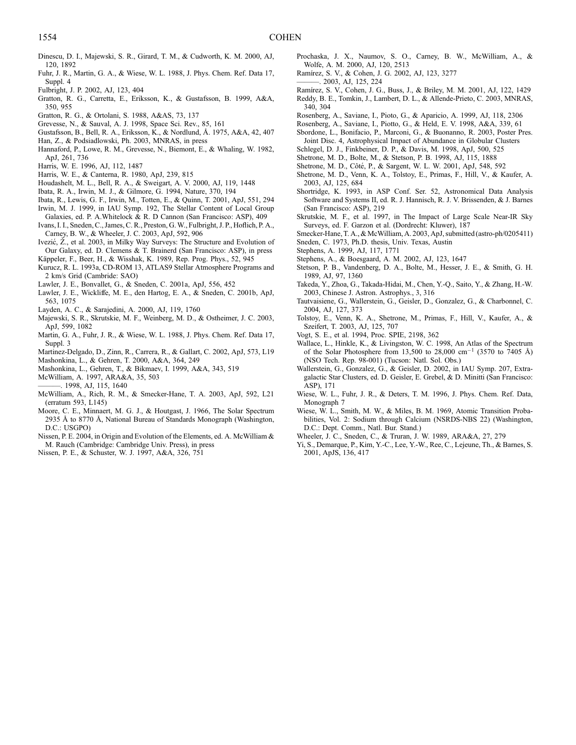Dinescu, D. I., Majewski, S. R., Girard, T. M., & Cudworth, K. M. 2000, AJ, 120, 1892

Fuhr, J. R., Martin, G. A., & Wiese, W. L. 1988, J. Phys. Chem. Ref. Data 17, Suppl. 4

Fulbright, J. P. 2002, AJ, 123, 404

Gratton, R. G., Carretta, E., Eriksson, K., & Gustafsson, B. 1999, A&A, 350, 955

Gratton, R. G., & Ortolani, S. 1988, A&AS, 73, 137

Grevesse, N., & Sauval, A. J. 1998, Space Sci. Rev., 85, 161

Gustafsson, B., Bell, R. A., Eriksson, K., & Nordlund, Å. 1975, A&A, 42, 407

Han, Z., & Podsiadlowski, Ph. 2003, MNRAS, in press

Hannaford, P., Lowe, R. M., Grevesse, N., Biemont, E., & Whaling, W. 1982, ApJ, 261, 736

Harris, W. E. 1996, AJ, 112, 1487

Harris, W. E., & Canterna, R. 1980, ApJ, 239, 815

Houdashelt, M. L., Bell, R. A., & Sweigart, A. V. 2000, AJ, 119, 1448

Ibata, R. A., Irwin, M. J., & Gilmore, G. 1994, Nature, 370, 194

Ibata, R., Lewis, G. F., Irwin, M., Totten, E., & Quinn, T. 2001, ApJ, 551, 294

Irwin, M. J. 1999, in IAU Symp. 192, The Stellar Content of Local Group Galaxies, ed. P. A.Whitelock & R. D Cannon (San Francisco: ASP), 409

Ivans, I. I., Sneden, C., James, C. R., Preston, G. W., Fulbright, J. P., Hoflich, P. A., Carney, B. W., & Wheeler, J. C. 2003, ApJ, 592, 906

Ivezić, Ž., et al. 2003, in Milky Way Surveys: The Structure and Evolution of Our Galaxy, ed. D. Clemens & T. Brainerd (San Francisco: ASP), in press

Käppeler, F., Beer, H., & Wisshak, K. 1989, Rep. Prog. Phys., 52, 945

Kurucz, R. L. 1993a, CD-ROM 13, ATLAS9 Stellar Atmosphere Programs and 2 km/s Grid (Cambride: SAO)

Lawler, J. E., Bonvallet, G., & Sneden, C. 2001a, ApJ, 556, 452

Lawler, J. E., Wickliffe, M. E., den Hartog, E. A., & Sneden, C. 2001b, ApJ, 563, 1075

Layden, A. C., & Sarajedini, A. 2000, AJ, 119, 1760

Majewski, S. R., Skrutskie, M. F., Weinberg, M. D., & Ostheimer, J. C. 2003, ApJ, 599, 1082

Martin, G. A., Fuhr, J. R., & Wiese, W. L. 1988, J. Phys. Chem. Ref. Data 17, Suppl. 3

Martinez-Delgado, D., Zinn, R., Carrera, R., & Gallart, C. 2002, ApJ, 573, L19

Mashonkina, L., & Gehren, T. 2000, A&A, 364, 249

Mashonkina, L., Gehren, T., & Bikmaev, I. 1999, A&A, 343, 519

McWilliam, A. 1997, ARA&A, 35, 503

———. 1998, AJ, 115, 1640

McWilliam, A., Rich, R. M., & Smecker-Hane, T. A. 2003, ApJ, 592, L21 (erratum 593, L145)

Moore, C. E., Minnaert, M. G. J., & Houtgast, J. 1966, The Solar Spectrum 2935 Å to 8770 Å, National Bureau of Standards Monograph (Washington, D.C.: USGPO)

Nissen, P. E. 2004, in Origin and Evolution of the Elements, ed. A. McWilliam & M. Rauch (Cambridge: Cambridge Univ. Press), in press

Nissen, P. E., & Schuster, W. J. 1997, A&A, 326, 751

Prochaska, J. X., Naumov, S. O., Carney, B. W., McWilliam, A., & Wolfe, A. M. 2000, AJ, 120, 2513

Ramírez, S. V., & Cohen, J. G. 2002, AJ, 123, 3277

———. 2003, AJ, 125, 224

Ramírez, S. V., Cohen, J. G., Buss, J., & Briley, M. M. 2001, AJ, 122, 1429

Reddy, B. E., Tomkin, J., Lambert, D. L., & Allende-Prieto, C. 2003, MNRAS, 340, 304

Rosenberg, A., Saviane, I., Pioto, G., & Aparicio, A. 1999, AJ, 118, 2306

Rosenberg, A., Saviane, I., Piotto, G., & Held, E. V. 1998, A&A, 339, 61

Sbordone, L., Bonifacio, P., Marconi, G., & Buonanno, R. 2003, Poster Pres. Joint Disc. 4, Astrophysical Impact of Abundance in Globular Clusters

Schlegel, D. J., Finkbeiner, D. P., & Davis, M. 1998, ApJ, 500, 525

Shetrone, M. D., Bolte, M., & Stetson, P. B. 1998, AJ, 115, 1888

Shetrone, M. D., Côté, P., & Sargent, W. L. W. 2001, ApJ, 548, 592

Shetrone, M. D., Venn, K. A., Tolstoy, E., Primas, F., Hill, V., & Kaufer, A. 2003, AJ, 125, 684

Shortridge, K. 1993, in ASP Conf. Ser. 52, Astronomical Data Analysis Software and Systems II, ed. R. J. Hannisch, R. J. V. Brissenden, & J. Barnes (San Francisco: ASP), 219

Skrutskie, M. F., et al. 1997, in The Impact of Large Scale Near-IR Sky Surveys, ed. F. Garzon et al. (Dordrecht: Kluwer), 187

Smecker-Hane, T. A., & McWilliam, A. 2003, ApJ, submitted (astro-ph/0205411)

Sneden, C. 1973, Ph.D. thesis, Univ. Texas, Austin

Stephens, A. 1999, AJ, 117, 1771

Stephens, A., & Boesgaard, A. M. 2002, AJ, 123, 1647

Stetson, P. B., Vandenberg, D. A., Bolte, M., Hesser, J. E., & Smith, G. H. 1989, AJ, 97, 1360

Takeda, Y., Zhoa, G., Takada-Hidai, M., Chen, Y.-Q., Saito, Y., & Zhang, H.-W. 2003, Chinese J. Astron. Astrophys., 3, 316

Tautvaisiene, G., Wallerstein, G., Geisler, D., Gonzalez, G., & Charbonnel, C. 2004, AJ, 127, 373

Tolstoy, E., Venn, K. A., Shetrone, M., Primas, F., Hill, V., Kaufer, A., & Szeifert, T. 2003, AJ, 125, 707

Vogt, S. E., et al. 1994, Proc. SPIE, 2198, 362

Wallace, L., Hinkle, K., & Livingston, W. C. 1998, An Atlas of the Spectrum of the Solar Photosphere from 13,500 to 28,000 cm$^{-1}$ (3570 to 7405 Å) (NSO Tech. Rep. 98-001) (Tucson: Natl. Sol. Obs.)

Wallerstein, G., Gonzalez, G., & Geisler, D. 2002, in IAU Symp. 207, Extragalactic Star Clusters, ed. D. Geisler, E. Grebel, & D. Minitti (San Francisco: ASP), 171

Wiese, W. L., Fuhr, J. R., & Deters, T. M. 1996, J. Phys. Chem. Ref. Data, Monograph 7

Wiese, W. L., Smith, M. W., & Miles, B. M. 1969, Atomic Transition Probabilities, Vol. 2: Sodium through Calcium (NSRDS-NBS 22) (Washington, D.C.: Dept. Comm., Natl. Bur. Stand.)

Wheeler, J. C., Sneden, C., & Truran, J. W. 1989, ARA&A, 27, 279

Yi, S., Demarque, P., Kim, Y.-C., Lee, Y.-W., Ree, C., Lejeune, Th., & Barnes, S. 2001, ApJS, 136, 417